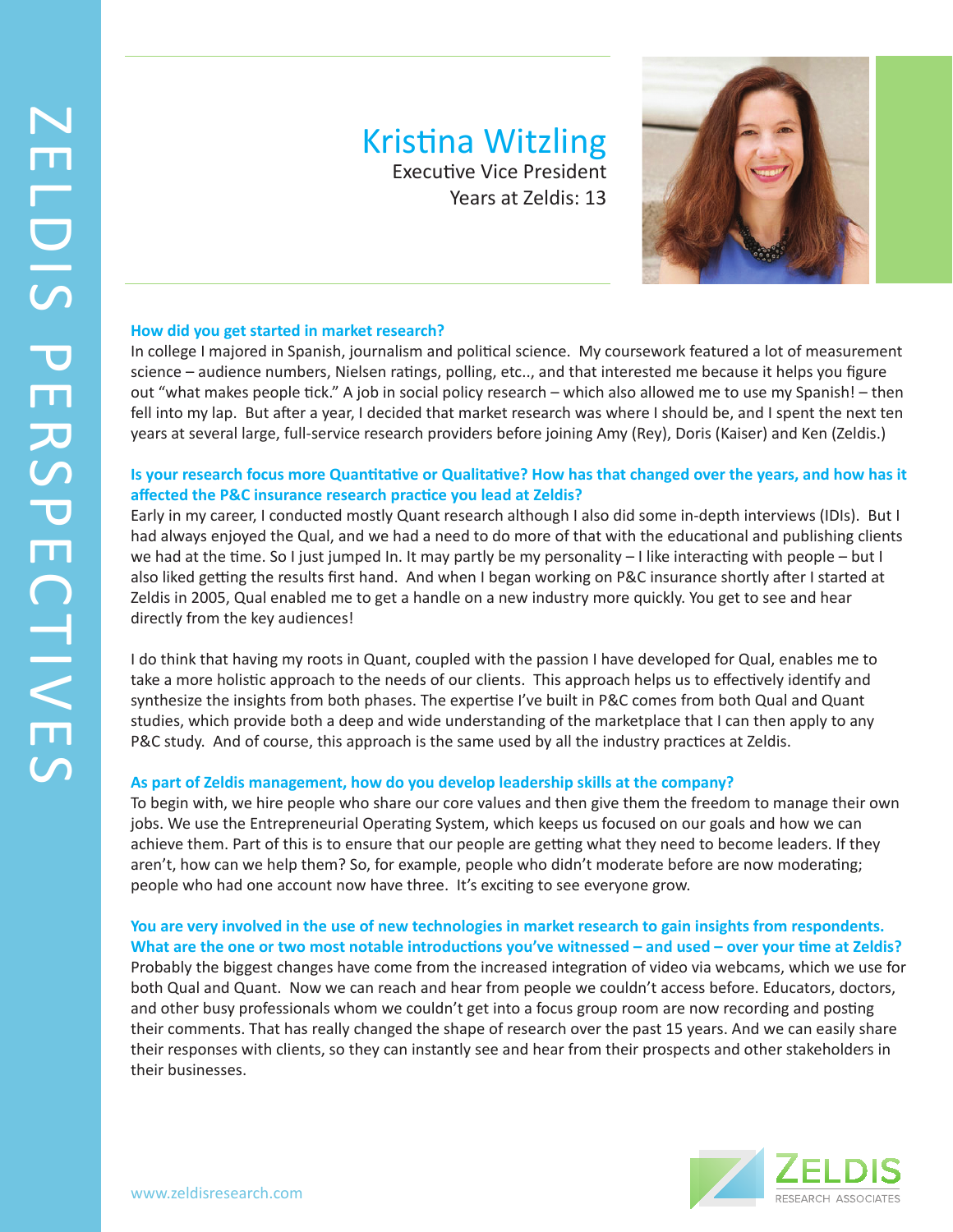# Kristina Witzling

Executive Vice President
Years at Zeldis: 13

### How did you get started in market research?

In college I majored in Spanish, journalism and political science. My coursework featured a lot of measurement science – audience numbers, Nielsen ratings, polling, etc.., and that interested me because it helps you figure out "what makes people tick." A job in social policy research – which also allowed me to use my Spanish! – then fell into my lap. But after a year, I decided that market research was where I should be, and I spent the next ten years at several large, full-service research providers before joining Amy (Rey), Doris (Kaiser) and Ken (Zeldis.)

### Is your research focus more Quantitative or Qualitative? How has that changed over the years, and how has it affected the P&C insurance research practice you lead at Zeldis?

Early in my career, I conducted mostly Quant research although I also did some in-depth interviews (IDIs). But I had always enjoyed the Qual, and we had a need to do more of that with the educational and publishing clients we had at the time. So I just jumped In. It may partly be my personality – I like interacting with people – but I also liked getting the results first hand. And when I began working on P&C insurance shortly after I started at Zeldis in 2005, Qual enabled me to get a handle on a new industry more quickly. You get to see and hear directly from the key audiences!

I do think that having my roots in Quant, coupled with the passion I have developed for Qual, enables me to take a more holistic approach to the needs of our clients. This approach helps us to effectively identify and synthesize the insights from both phases. The expertise I've built in P&C comes from both Qual and Quant studies, which provide both a deep and wide understanding of the marketplace that I can then apply to any P&C study. And of course, this approach is the same used by all the industry practices at Zeldis.

### As part of Zeldis management, how do you develop leadership skills at the company?

To begin with, we hire people who share our core values and then give them the freedom to manage their own jobs. We use the Entrepreneurial Operating System, which keeps us focused on our goals and how we can achieve them. Part of this is to ensure that our people are getting what they need to become leaders. If they aren't, how can we help them? So, for example, people who didn't moderate before are now moderating; people who had one account now have three. It's exciting to see everyone grow.

### You are very involved in the use of new technologies in market research to gain insights from respondents. What are the one or two most notable introductions you've witnessed – and used – over your time at Zeldis?

Probably the biggest changes have come from the increased integration of video via webcams, which we use for both Qual and Quant. Now we can reach and hear from people we couldn't access before. Educators, doctors, and other busy professionals whom we couldn't get into a focus group room are now recording and posting their comments. That has really changed the shape of research over the past 15 years. And we can easily share their responses with clients, so they can instantly see and hear from their prospects and other stakeholders in their businesses.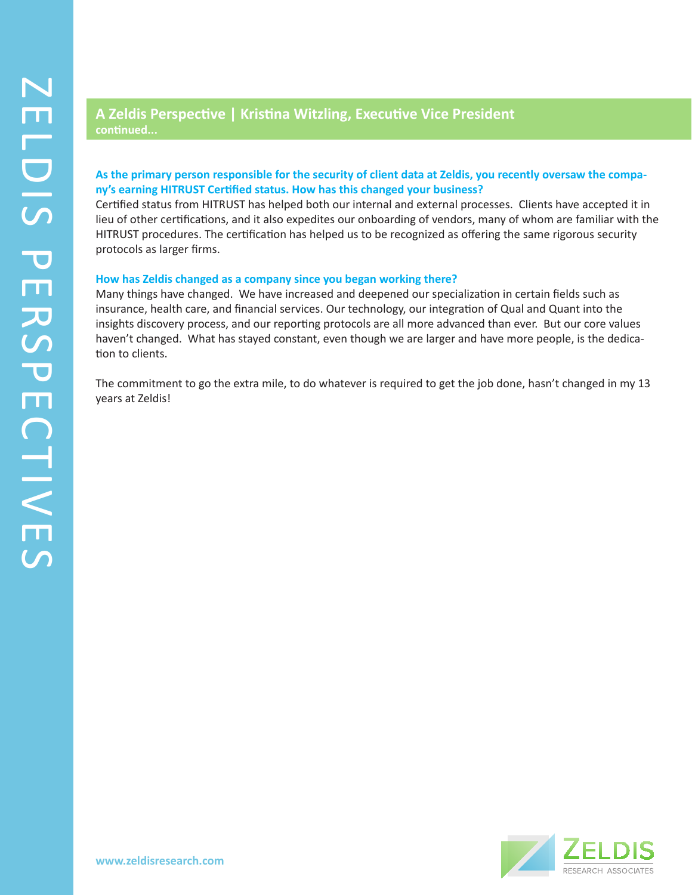## A Zeldis Perspective | Kristina Witzling, Executive Vice President

**continued...**

**As the primary person responsible for the security of client data at Zeldis, you recently oversaw the company's earning HITRUST Certified status. How has this changed your business?**

Certified status from HITRUST has helped both our internal and external processes. Clients have accepted it in lieu of other certifications, and it also expedites our onboarding of vendors, many of whom are familiar with the HITRUST procedures. The certification has helped us to be recognized as offering the same rigorous security protocols as larger firms.

**How has Zeldis changed as a company since you began working there?**

Many things have changed. We have increased and deepened our specialization in certain fields such as insurance, health care, and financial services. Our technology, our integration of Qual and Quant into the insights discovery process, and our reporting protocols are all more advanced than ever. But our core values haven't changed. What has stayed constant, even though we are larger and have more people, is the dedication to clients.

The commitment to go the extra mile, to do whatever is required to get the job done, hasn't changed in my 13 years at Zeldis!